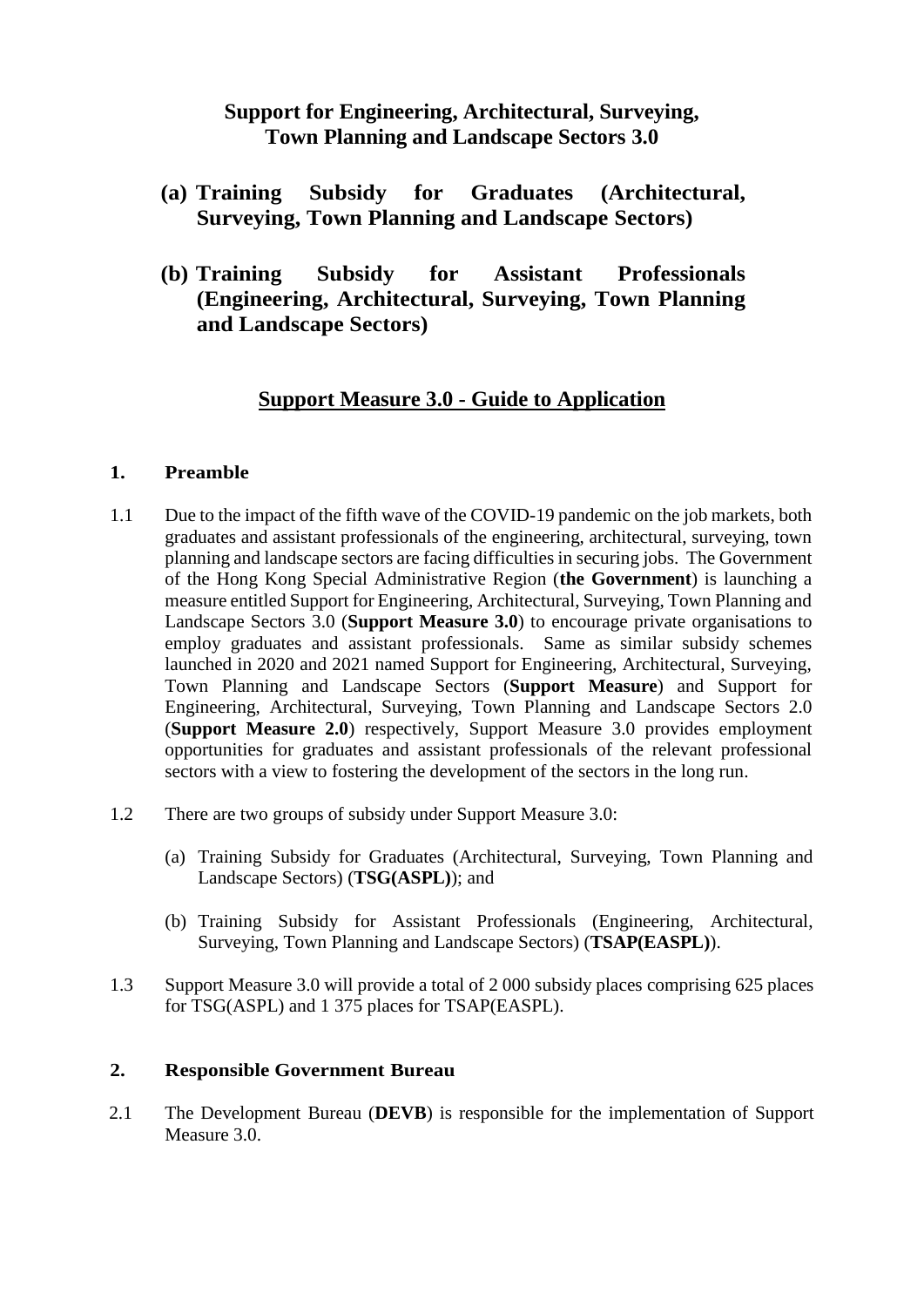# Support for Engineering, Architectural, Surveying, Town Planning and Landscape Sectors 3.0

## (a) Training Subsidy for Graduates (Architectural, Surveying, Town Planning and Landscape Sectors)

## (b) Training Subsidy for Assistant Professionals (Engineering, Architectural, Surveying, Town Planning and Landscape Sectors)

## Support Measure 3.0 - Guide to Application

### 1. Preamble

1.1 Due to the impact of the fifth wave of the COVID-19 pandemic on the job markets, both graduates and assistant professionals of the engineering, architectural, surveying, town planning and landscape sectors are facing difficulties in securing jobs. The Government of the Hong Kong Special Administrative Region (**the Government**) is launching a measure entitled Support for Engineering, Architectural, Surveying, Town Planning and Landscape Sectors 3.0 (**Support Measure 3.0**) to encourage private organisations to employ graduates and assistant professionals. Same as similar subsidy schemes launched in 2020 and 2021 named Support for Engineering, Architectural, Surveying, Town Planning and Landscape Sectors (**Support Measure**) and Support for Engineering, Architectural, Surveying, Town Planning and Landscape Sectors 2.0 (**Support Measure 2.0**) respectively, Support Measure 3.0 provides employment opportunities for graduates and assistant professionals of the relevant professional sectors with a view to fostering the development of the sectors in the long run.

1.2 There are two groups of subsidy under Support Measure 3.0:

(a) Training Subsidy for Graduates (Architectural, Surveying, Town Planning and Landscape Sectors) (**TSG(ASPL)**); and

(b) Training Subsidy for Assistant Professionals (Engineering, Architectural, Surveying, Town Planning and Landscape Sectors) (**TSAP(EASPL)**).

1.3 Support Measure 3.0 will provide a total of 2 000 subsidy places comprising 625 places for TSG(ASPL) and 1 375 places for TSAP(EASPL).

### 2. Responsible Government Bureau

2.1 The Development Bureau (**DEVB**) is responsible for the implementation of Support Measure 3.0.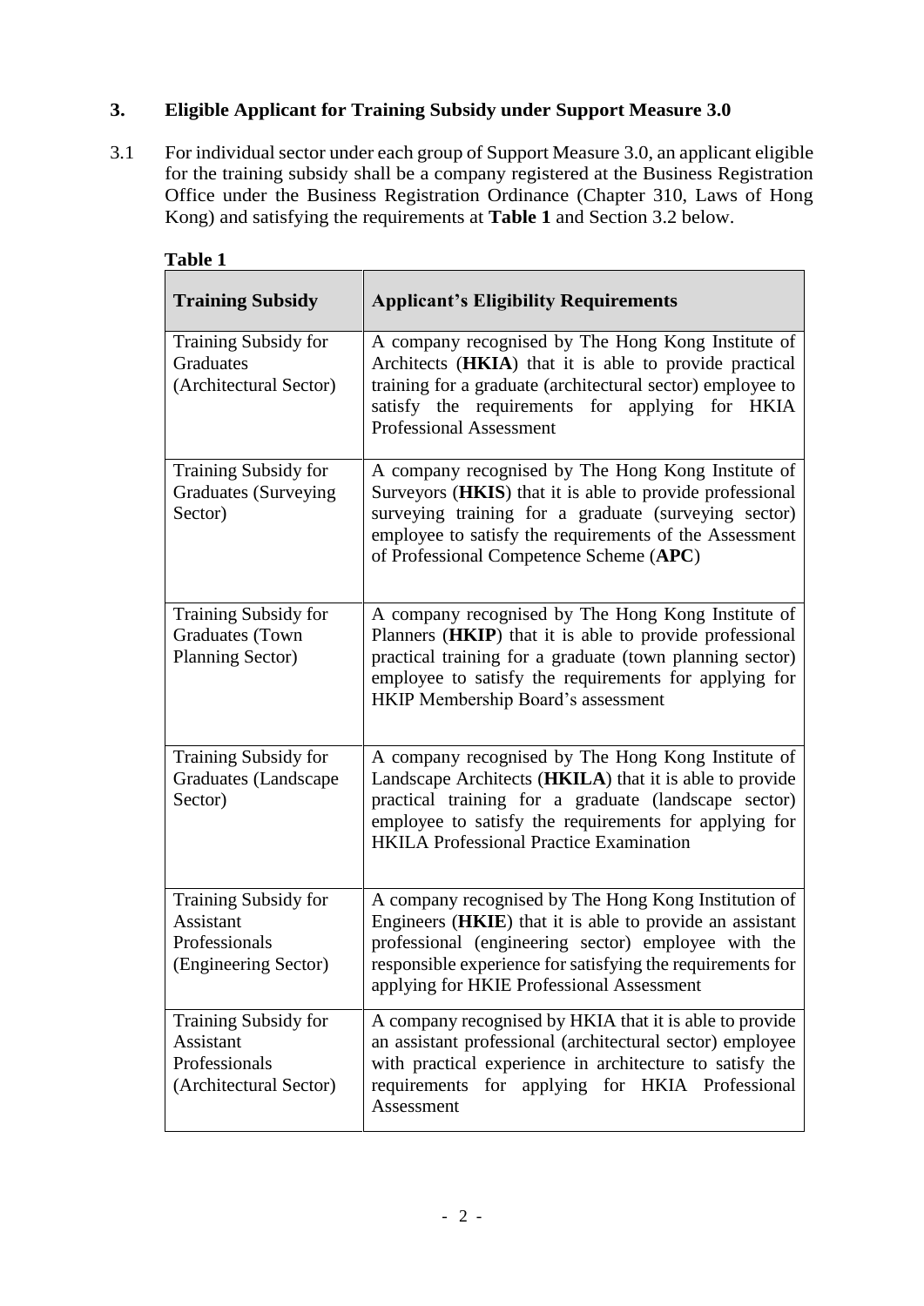## 3. Eligible Applicant for Training Subsidy under Support Measure 3.0

3.1 For individual sector under each group of Support Measure 3.0, an applicant eligible for the training subsidy shall be a company registered at the Business Registration Office under the Business Registration Ordinance (Chapter 310, Laws of Hong Kong) and satisfying the requirements at **Table 1** and Section 3.2 below.

**Table 1**

| Training Subsidy | Applicant's Eligibility Requirements |
|---|---|
| Training Subsidy for Graduates (Architectural Sector) | A company recognised by The Hong Kong Institute of Architects (**HKIA**) that it is able to provide practical training for a graduate (architectural sector) employee to satisfy the requirements for applying for HKIA Professional Assessment |
| Training Subsidy for Graduates (Surveying Sector) | A company recognised by The Hong Kong Institute of Surveyors (**HKIS**) that it is able to provide professional surveying training for a graduate (surveying sector) employee to satisfy the requirements of the Assessment of Professional Competence Scheme (**APC**) |
| Training Subsidy for Graduates (Town Planning Sector) | A company recognised by The Hong Kong Institute of Planners (**HKIP**) that it is able to provide professional practical training for a graduate (town planning sector) employee to satisfy the requirements for applying for HKIP Membership Board's assessment |
| Training Subsidy for Graduates (Landscape Sector) | A company recognised by The Hong Kong Institute of Landscape Architects (**HKILA**) that it is able to provide practical training for a graduate (landscape sector) employee to satisfy the requirements for applying for HKILA Professional Practice Examination |
| Training Subsidy for Assistant Professionals (Engineering Sector) | A company recognised by The Hong Kong Institution of Engineers (**HKIE**) that it is able to provide an assistant professional (engineering sector) employee with the responsible experience for satisfying the requirements for applying for HKIE Professional Assessment |
| Training Subsidy for Assistant Professionals (Architectural Sector) | A company recognised by HKIA that it is able to provide an assistant professional (architectural sector) employee with practical experience in architecture to satisfy the requirements for applying for HKIA Professional Assessment |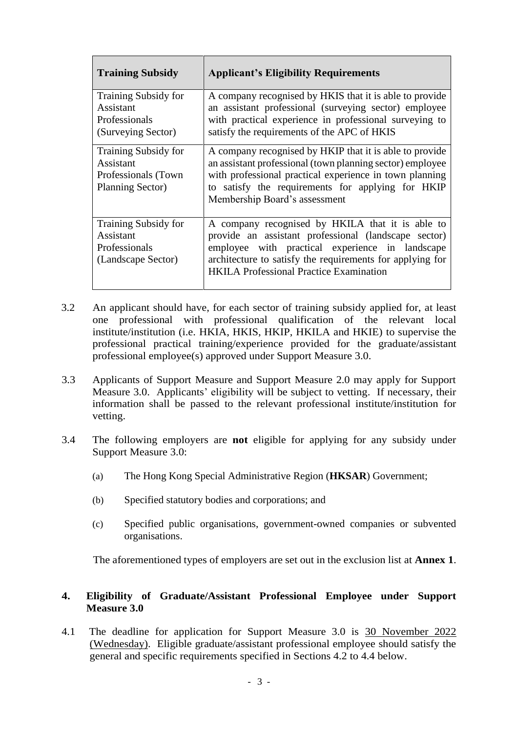| Training Subsidy | Applicant's Eligibility Requirements |
|---|---|
| Training Subsidy for Assistant Professionals (Surveying Sector) | A company recognised by HKIS that it is able to provide an assistant professional (surveying sector) employee with practical experience in professional surveying to satisfy the requirements of the APC of HKIS |
| Training Subsidy for Assistant Professionals (Town Planning Sector) | A company recognised by HKIP that it is able to provide an assistant professional (town planning sector) employee with professional practical experience in town planning to satisfy the requirements for applying for HKIP Membership Board's assessment |
| Training Subsidy for Assistant Professionals (Landscape Sector) | A company recognised by HKILA that it is able to provide an assistant professional (landscape sector) employee with practical experience in landscape architecture to satisfy the requirements for applying for HKILA Professional Practice Examination |

3.2 An applicant should have, for each sector of training subsidy applied for, at least one professional with professional qualification of the relevant local institute/institution (i.e. HKIA, HKIS, HKIP, HKILA and HKIE) to supervise the professional practical training/experience provided for the graduate/assistant professional employee(s) approved under Support Measure 3.0.

3.3 Applicants of Support Measure and Support Measure 2.0 may apply for Support Measure 3.0. Applicants' eligibility will be subject to vetting. If necessary, their information shall be passed to the relevant professional institute/institution for vetting.

3.4 The following employers are **not** eligible for applying for any subsidy under Support Measure 3.0:

(a) The Hong Kong Special Administrative Region (**HKSAR**) Government;

(b) Specified statutory bodies and corporations; and

(c) Specified public organisations, government-owned companies or subvented organisations.

The aforementioned types of employers are set out in the exclusion list at **Annex 1**.

## 4. Eligibility of Graduate/Assistant Professional Employee under Support Measure 3.0

4.1 The deadline for application for Support Measure 3.0 is 30 November 2022 (Wednesday). Eligible graduate/assistant professional employee should satisfy the general and specific requirements specified in Sections 4.2 to 4.4 below.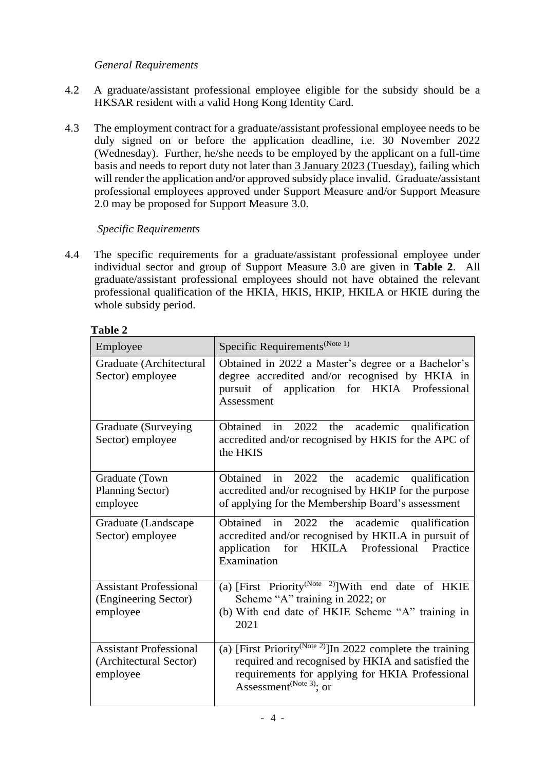*General Requirements*

4.2 A graduate/assistant professional employee eligible for the subsidy should be a HKSAR resident with a valid Hong Kong Identity Card.

4.3 The employment contract for a graduate/assistant professional employee needs to be duly signed on or before the application deadline, i.e. 30 November 2022 (Wednesday). Further, he/she needs to be employed by the applicant on a full-time basis and needs to report duty not later than 3 January 2023 (Tuesday), failing which will render the application and/or approved subsidy place invalid. Graduate/assistant professional employees approved under Support Measure and/or Support Measure 2.0 may be proposed for Support Measure 3.0.

*Specific Requirements*

4.4 The specific requirements for a graduate/assistant professional employee under individual sector and group of Support Measure 3.0 are given in **Table 2**. All graduate/assistant professional employees should not have obtained the relevant professional qualification of the HKIA, HKIS, HKIP, HKILA or HKIE during the whole subsidy period.

**Table 2**

| Employee | Specific Requirements(Note 1) |
|---|---|
| Graduate (Architectural Sector) employee | Obtained in 2022 a Master's degree or a Bachelor's degree accredited and/or recognised by HKIA in pursuit of application for HKIA Professional Assessment |
| Graduate (Surveying Sector) employee | Obtained in 2022 the academic qualification accredited and/or recognised by HKIS for the APC of the HKIS |
| Graduate (Town Planning Sector) employee | Obtained in 2022 the academic qualification accredited and/or recognised by HKIP for the purpose of applying for the Membership Board's assessment |
| Graduate (Landscape Sector) employee | Obtained in 2022 the academic qualification accredited and/or recognised by HKILA in pursuit of application for HKILA Professional Practice Examination |
| Assistant Professional (Engineering Sector) employee | (a) [First Priority(Note 2)]With end date of HKIE Scheme "A" training in 2022; or<br>(b) With end date of HKIE Scheme "A" training in 2021 |
| Assistant Professional (Architectural Sector) employee | (a) [First Priority(Note 2)]In 2022 complete the training required and recognised by HKIA and satisfied the requirements for applying for HKIA Professional Assessment(Note 3); or |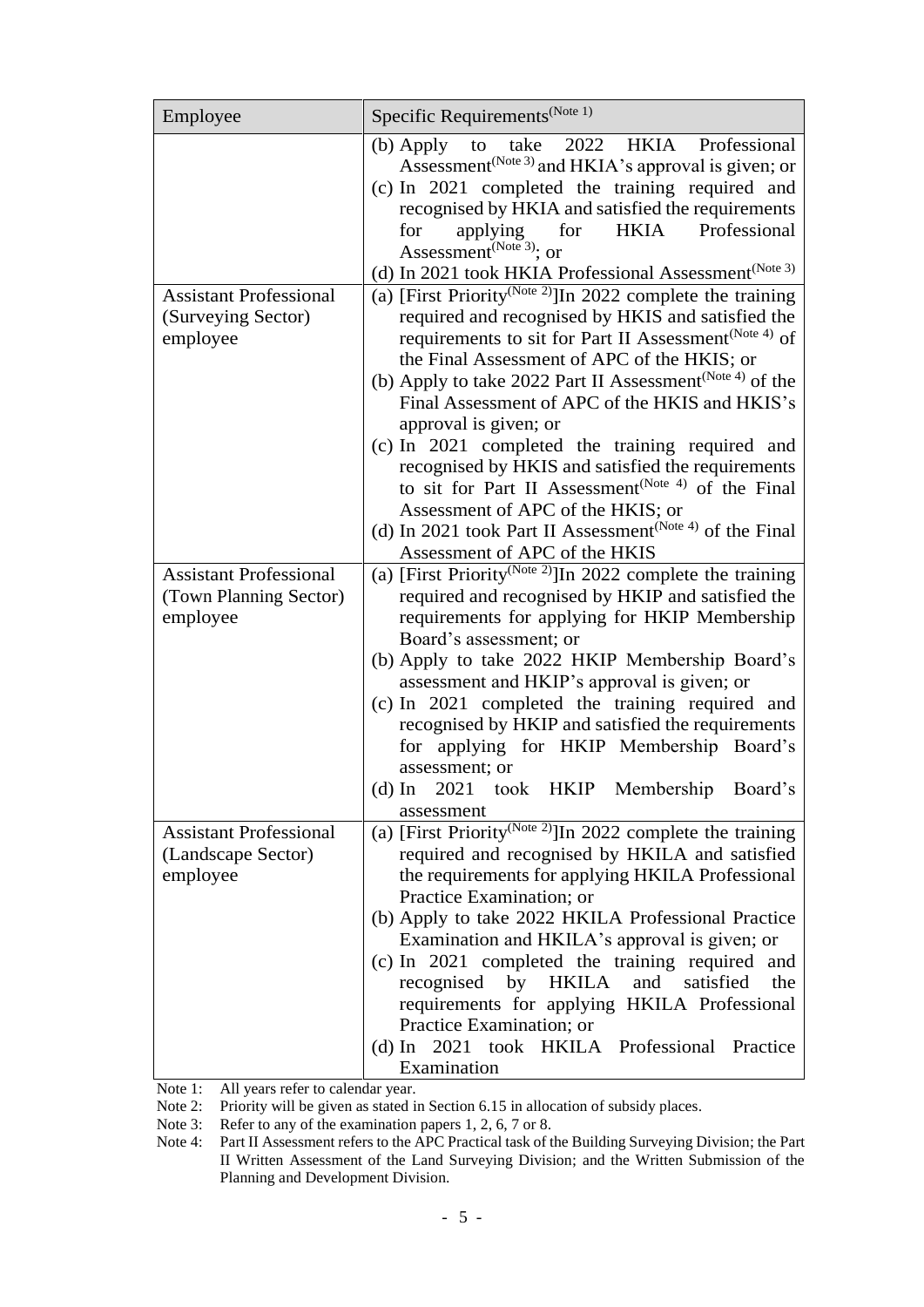| Employee | Specific Requirements[Note 1] |
|---|---|
| | (b) Apply to take 2022 HKIA Professional Assessment[Note 3] and HKIA's approval is given; or<br>(c) In 2021 completed the training required and recognised by HKIA and satisfied the requirements for applying for HKIA Professional Assessment[Note 3]; or<br>(d) In 2021 took HKIA Professional Assessment[Note 3] |
| Assistant Professional (Surveying Sector) employee | (a) [First Priority[Note 2]]In 2022 complete the training required and recognised by HKIS and satisfied the requirements to sit for Part II Assessment[Note 4] of the Final Assessment of APC of the HKIS; or<br>(b) Apply to take 2022 Part II Assessment[Note 4] of the Final Assessment of APC of the HKIS and HKIS's approval is given; or<br>(c) In 2021 completed the training required and recognised by HKIS and satisfied the requirements to sit for Part II Assessment[Note 4] of the Final Assessment of APC of the HKIS; or<br>(d) In 2021 took Part II Assessment[Note 4] of the Final Assessment of APC of the HKIS |
| Assistant Professional (Town Planning Sector) employee | (a) [First Priority[Note 2]]In 2022 complete the training required and recognised by HKIP and satisfied the requirements for applying for HKIP Membership Board's assessment; or<br>(b) Apply to take 2022 HKIP Membership Board's assessment and HKIP's approval is given; or<br>(c) In 2021 completed the training required and recognised by HKIP and satisfied the requirements for applying for HKIP Membership Board's assessment; or<br>(d) In 2021 took HKIP Membership Board's assessment |
| Assistant Professional (Landscape Sector) employee | (a) [First Priority[Note 2]]In 2022 complete the training required and recognised by HKILA and satisfied the requirements for applying HKILA Professional Practice Examination; or<br>(b) Apply to take 2022 HKILA Professional Practice Examination and HKILA's approval is given; or<br>(c) In 2021 completed the training required and recognised by HKILA and satisfied the requirements for applying HKILA Professional Practice Examination; or<br>(d) In 2021 took HKILA Professional Practice Examination |

Note 1: All years refer to calendar year.

Note 2: Priority will be given as stated in Section 6.15 in allocation of subsidy places.

Note 3: Refer to any of the examination papers 1, 2, 6, 7 or 8.

Note 4: Part II Assessment refers to the APC Practical task of the Building Surveying Division; the Part II Written Assessment of the Land Surveying Division; and the Written Submission of the Planning and Development Division.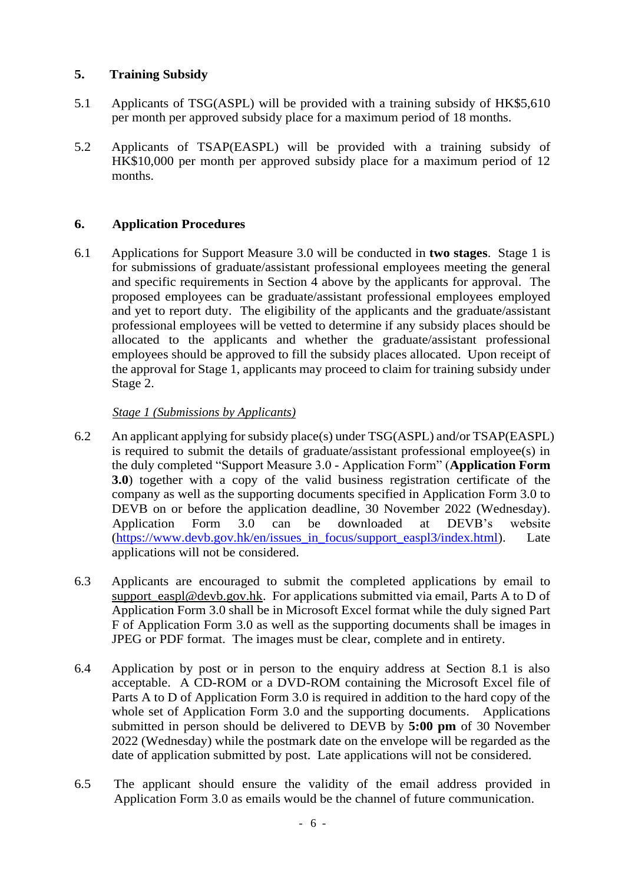## 5. Training Subsidy

5.1 Applicants of TSG(ASPL) will be provided with a training subsidy of HK$5,610 per month per approved subsidy place for a maximum period of 18 months.

5.2 Applicants of TSAP(EASPL) will be provided with a training subsidy of HK$10,000 per month per approved subsidy place for a maximum period of 12 months.

## 6. Application Procedures

6.1 Applications for Support Measure 3.0 will be conducted in **two stages**. Stage 1 is for submissions of graduate/assistant professional employees meeting the general and specific requirements in Section 4 above by the applicants for approval. The proposed employees can be graduate/assistant professional employees employed and yet to report duty. The eligibility of the applicants and the graduate/assistant professional employees will be vetted to determine if any subsidy places should be allocated to the applicants and whether the graduate/assistant professional employees should be approved to fill the subsidy places allocated. Upon receipt of the approval for Stage 1, applicants may proceed to claim for training subsidy under Stage 2.

*Stage 1 (Submissions by Applicants)*

6.2 An applicant applying for subsidy place(s) under TSG(ASPL) and/or TSAP(EASPL) is required to submit the details of graduate/assistant professional employee(s) in the duly completed "Support Measure 3.0 - Application Form" (**Application Form 3.0**) together with a copy of the valid business registration certificate of the company as well as the supporting documents specified in Application Form 3.0 to DEVB on or before the application deadline, 30 November 2022 (Wednesday). Application Form 3.0 can be downloaded at DEVB's website (https://www.devb.gov.hk/en/issues_in_focus/support_easpl3/index.html). Late applications will not be considered.

6.3 Applicants are encouraged to submit the completed applications by email to support_easpl@devb.gov.hk. For applications submitted via email, Parts A to D of Application Form 3.0 shall be in Microsoft Excel format while the duly signed Part F of Application Form 3.0 as well as the supporting documents shall be images in JPEG or PDF format. The images must be clear, complete and in entirety.

6.4 Application by post or in person to the enquiry address at Section 8.1 is also acceptable. A CD-ROM or a DVD-ROM containing the Microsoft Excel file of Parts A to D of Application Form 3.0 is required in addition to the hard copy of the whole set of Application Form 3.0 and the supporting documents. Applications submitted in person should be delivered to DEVB by **5:00 pm** of 30 November 2022 (Wednesday) while the postmark date on the envelope will be regarded as the date of application submitted by post. Late applications will not be considered.

6.5 The applicant should ensure the validity of the email address provided in Application Form 3.0 as emails would be the channel of future communication.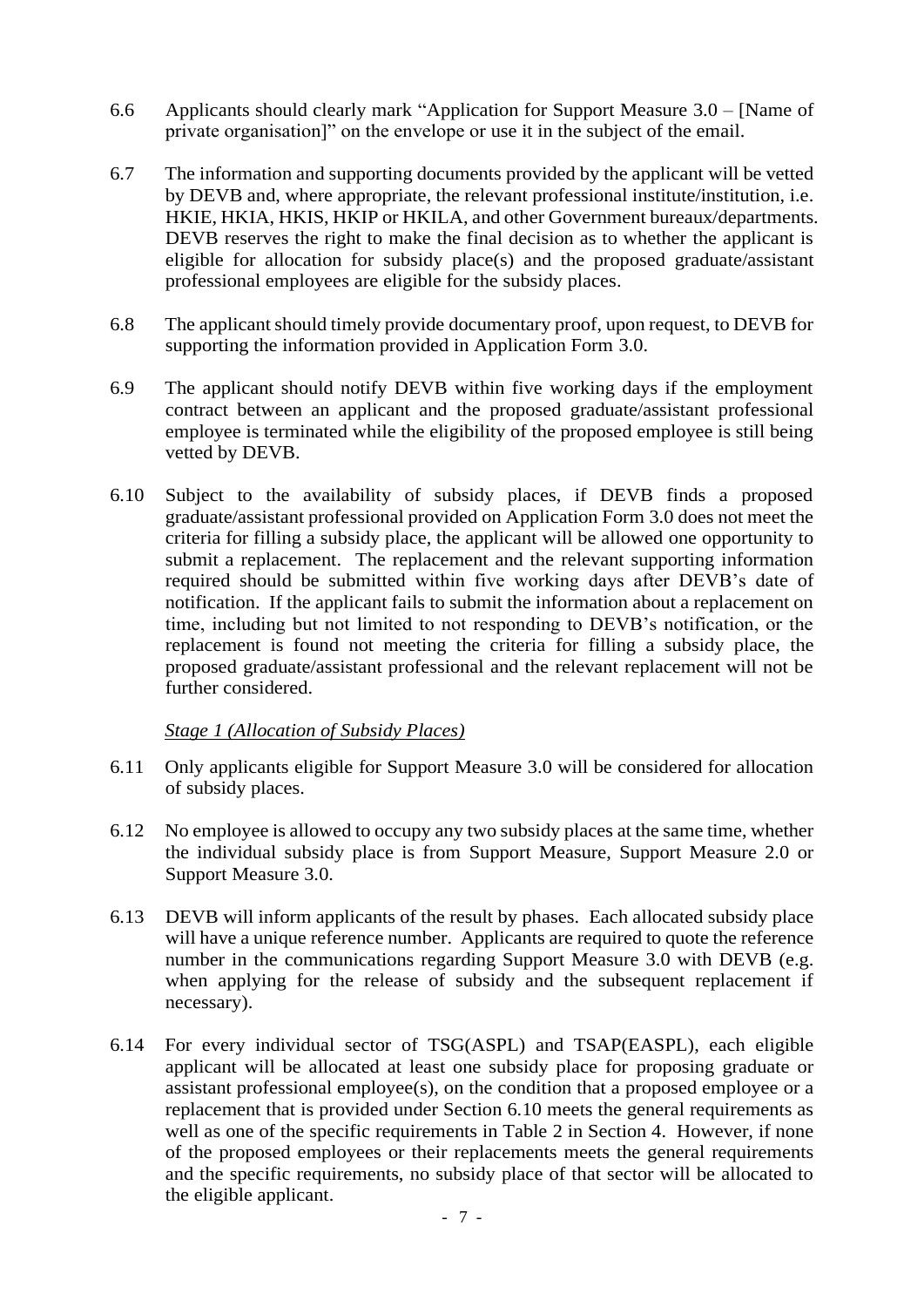6.6 Applicants should clearly mark "Application for Support Measure 3.0 – [Name of private organisation]" on the envelope or use it in the subject of the email.

6.7 The information and supporting documents provided by the applicant will be vetted by DEVB and, where appropriate, the relevant professional institute/institution, i.e. HKIE, HKIA, HKIS, HKIP or HKILA, and other Government bureaux/departments. DEVB reserves the right to make the final decision as to whether the applicant is eligible for allocation for subsidy place(s) and the proposed graduate/assistant professional employees are eligible for the subsidy places.

6.8 The applicant should timely provide documentary proof, upon request, to DEVB for supporting the information provided in Application Form 3.0.

6.9 The applicant should notify DEVB within five working days if the employment contract between an applicant and the proposed graduate/assistant professional employee is terminated while the eligibility of the proposed employee is still being vetted by DEVB.

6.10 Subject to the availability of subsidy places, if DEVB finds a proposed graduate/assistant professional provided on Application Form 3.0 does not meet the criteria for filling a subsidy place, the applicant will be allowed one opportunity to submit a replacement. The replacement and the relevant supporting information required should be submitted within five working days after DEVB's date of notification. If the applicant fails to submit the information about a replacement on time, including but not limited to not responding to DEVB's notification, or the replacement is found not meeting the criteria for filling a subsidy place, the proposed graduate/assistant professional and the relevant replacement will not be further considered.

*Stage 1 (Allocation of Subsidy Places)*

6.11 Only applicants eligible for Support Measure 3.0 will be considered for allocation of subsidy places.

6.12 No employee is allowed to occupy any two subsidy places at the same time, whether the individual subsidy place is from Support Measure, Support Measure 2.0 or Support Measure 3.0.

6.13 DEVB will inform applicants of the result by phases. Each allocated subsidy place will have a unique reference number. Applicants are required to quote the reference number in the communications regarding Support Measure 3.0 with DEVB (e.g. when applying for the release of subsidy and the subsequent replacement if necessary).

6.14 For every individual sector of TSG(ASPL) and TSAP(EASPL), each eligible applicant will be allocated at least one subsidy place for proposing graduate or assistant professional employee(s), on the condition that a proposed employee or a replacement that is provided under Section 6.10 meets the general requirements as well as one of the specific requirements in Table 2 in Section 4. However, if none of the proposed employees or their replacements meets the general requirements and the specific requirements, no subsidy place of that sector will be allocated to the eligible applicant.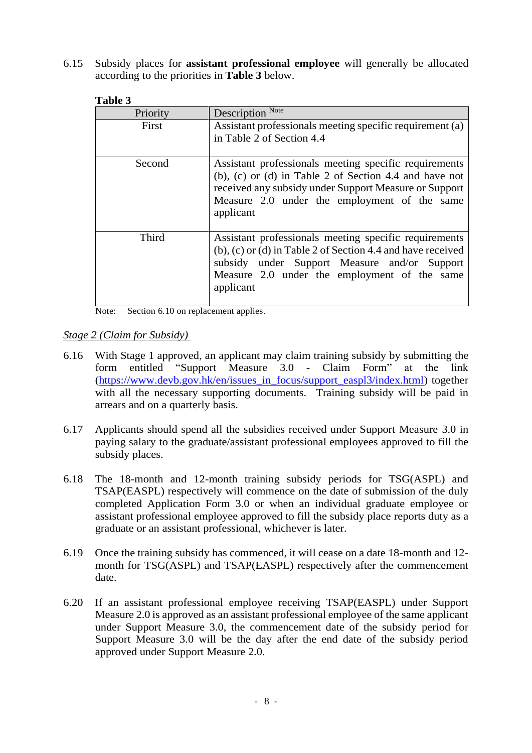6.15 Subsidy places for **assistant professional employee** will generally be allocated according to the priorities in **Table 3** below.

**Table 3**

| Priority | Description [Note] |
|---|---|
| First | Assistant professionals meeting specific requirement (a) in Table 2 of Section 4.4 |
| Second | Assistant professionals meeting specific requirements (b), (c) or (d) in Table 2 of Section 4.4 and have not received any subsidy under Support Measure or Support Measure 2.0 under the employment of the same applicant |
| Third | Assistant professionals meeting specific requirements (b), (c) or (d) in Table 2 of Section 4.4 and have received subsidy under Support Measure and/or Support Measure 2.0 under the employment of the same applicant |

Note: Section 6.10 on replacement applies.

*Stage 2 (Claim for Subsidy)*

6.16 With Stage 1 approved, an applicant may claim training subsidy by submitting the form entitled "Support Measure 3.0 - Claim Form" at the link (https://www.devb.gov.hk/en/issues_in_focus/support_easpl3/index.html) together with all the necessary supporting documents. Training subsidy will be paid in arrears and on a quarterly basis.

6.17 Applicants should spend all the subsidies received under Support Measure 3.0 in paying salary to the graduate/assistant professional employees approved to fill the subsidy places.

6.18 The 18-month and 12-month training subsidy periods for TSG(ASPL) and TSAP(EASPL) respectively will commence on the date of submission of the duly completed Application Form 3.0 or when an individual graduate employee or assistant professional employee approved to fill the subsidy place reports duty as a graduate or an assistant professional, whichever is later.

6.19 Once the training subsidy has commenced, it will cease on a date 18-month and 12-month for TSG(ASPL) and TSAP(EASPL) respectively after the commencement date.

6.20 If an assistant professional employee receiving TSAP(EASPL) under Support Measure 2.0 is approved as an assistant professional employee of the same applicant under Support Measure 3.0, the commencement date of the subsidy period for Support Measure 3.0 will be the day after the end date of the subsidy period approved under Support Measure 2.0.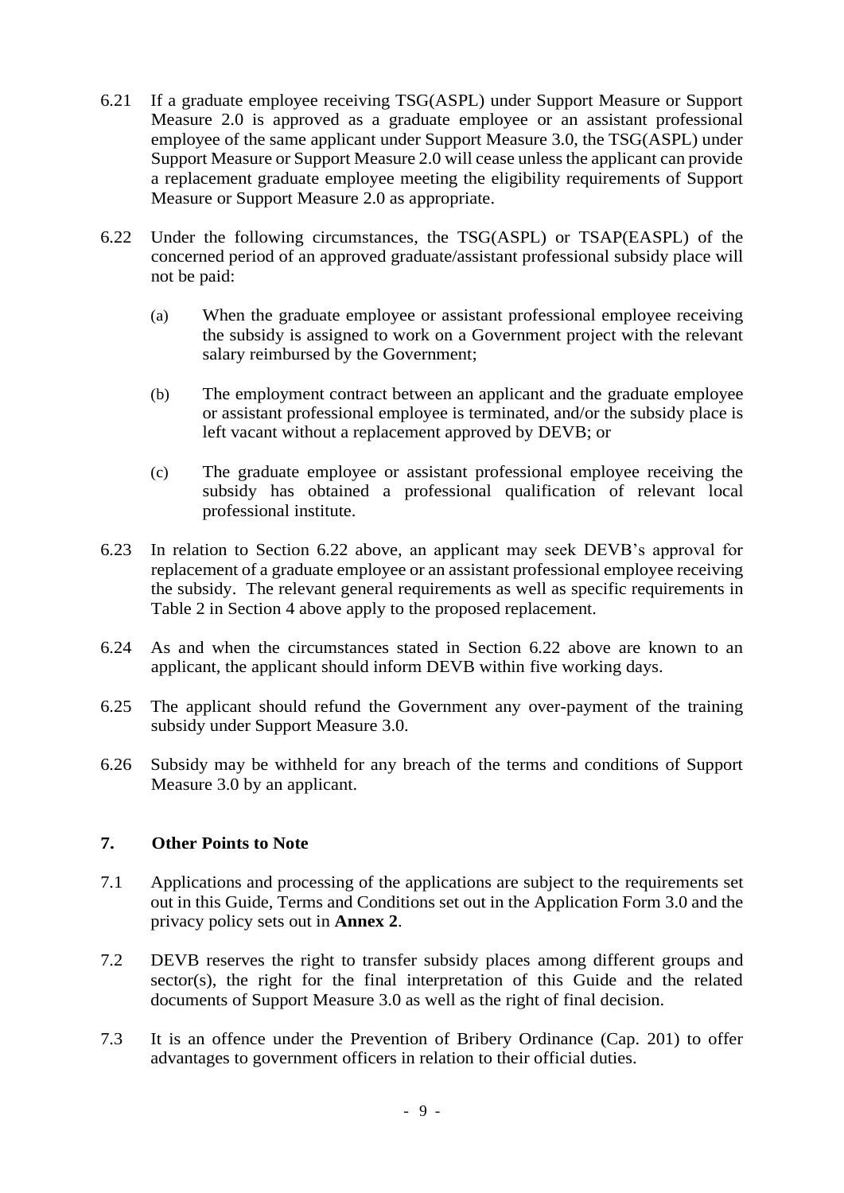6.21 If a graduate employee receiving TSG(ASPL) under Support Measure or Support Measure 2.0 is approved as a graduate employee or an assistant professional employee of the same applicant under Support Measure 3.0, the TSG(ASPL) under Support Measure or Support Measure 2.0 will cease unless the applicant can provide a replacement graduate employee meeting the eligibility requirements of Support Measure or Support Measure 2.0 as appropriate.

6.22 Under the following circumstances, the TSG(ASPL) or TSAP(EASPL) of the concerned period of an approved graduate/assistant professional subsidy place will not be paid:

(a) When the graduate employee or assistant professional employee receiving the subsidy is assigned to work on a Government project with the relevant salary reimbursed by the Government;

(b) The employment contract between an applicant and the graduate employee or assistant professional employee is terminated, and/or the subsidy place is left vacant without a replacement approved by DEVB; or

(c) The graduate employee or assistant professional employee receiving the subsidy has obtained a professional qualification of relevant local professional institute.

6.23 In relation to Section 6.22 above, an applicant may seek DEVB's approval for replacement of a graduate employee or an assistant professional employee receiving the subsidy. The relevant general requirements as well as specific requirements in Table 2 in Section 4 above apply to the proposed replacement.

6.24 As and when the circumstances stated in Section 6.22 above are known to an applicant, the applicant should inform DEVB within five working days.

6.25 The applicant should refund the Government any over-payment of the training subsidy under Support Measure 3.0.

6.26 Subsidy may be withheld for any breach of the terms and conditions of Support Measure 3.0 by an applicant.

## 7. Other Points to Note

7.1 Applications and processing of the applications are subject to the requirements set out in this Guide, Terms and Conditions set out in the Application Form 3.0 and the privacy policy sets out in **Annex 2**.

7.2 DEVB reserves the right to transfer subsidy places among different groups and sector(s), the right for the final interpretation of this Guide and the related documents of Support Measure 3.0 as well as the right of final decision.

7.3 It is an offence under the Prevention of Bribery Ordinance (Cap. 201) to offer advantages to government officers in relation to their official duties.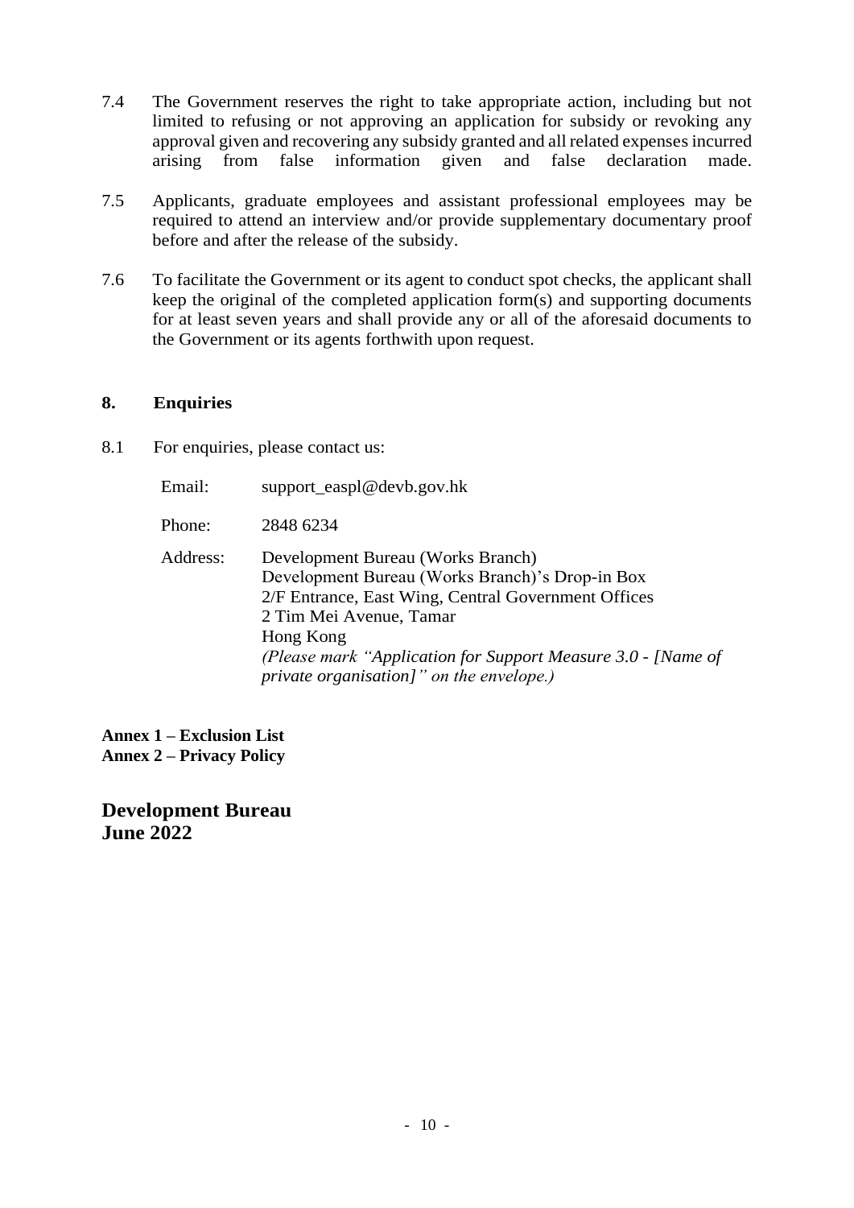7.4 The Government reserves the right to take appropriate action, including but not limited to refusing or not approving an application for subsidy or revoking any approval given and recovering any subsidy granted and all related expenses incurred arising from false information given and false declaration made.

7.5 Applicants, graduate employees and assistant professional employees may be required to attend an interview and/or provide supplementary documentary proof before and after the release of the subsidy.

7.6 To facilitate the Government or its agent to conduct spot checks, the applicant shall keep the original of the completed application form(s) and supporting documents for at least seven years and shall provide any or all of the aforesaid documents to the Government or its agents forthwith upon request.

## 8. Enquiries

8.1 For enquiries, please contact us:

Email: support_easpl@devb.gov.hk

Phone: 2848 6234

Address: Development Bureau (Works Branch)
Development Bureau (Works Branch)'s Drop-in Box
2/F Entrance, East Wing, Central Government Offices
2 Tim Mei Avenue, Tamar
Hong Kong
*(Please mark "Application for Support Measure 3.0 - [Name of private organisation]" on the envelope.)*

**Annex 1 – Exclusion List**
**Annex 2 – Privacy Policy**

**Development Bureau**
**June 2022**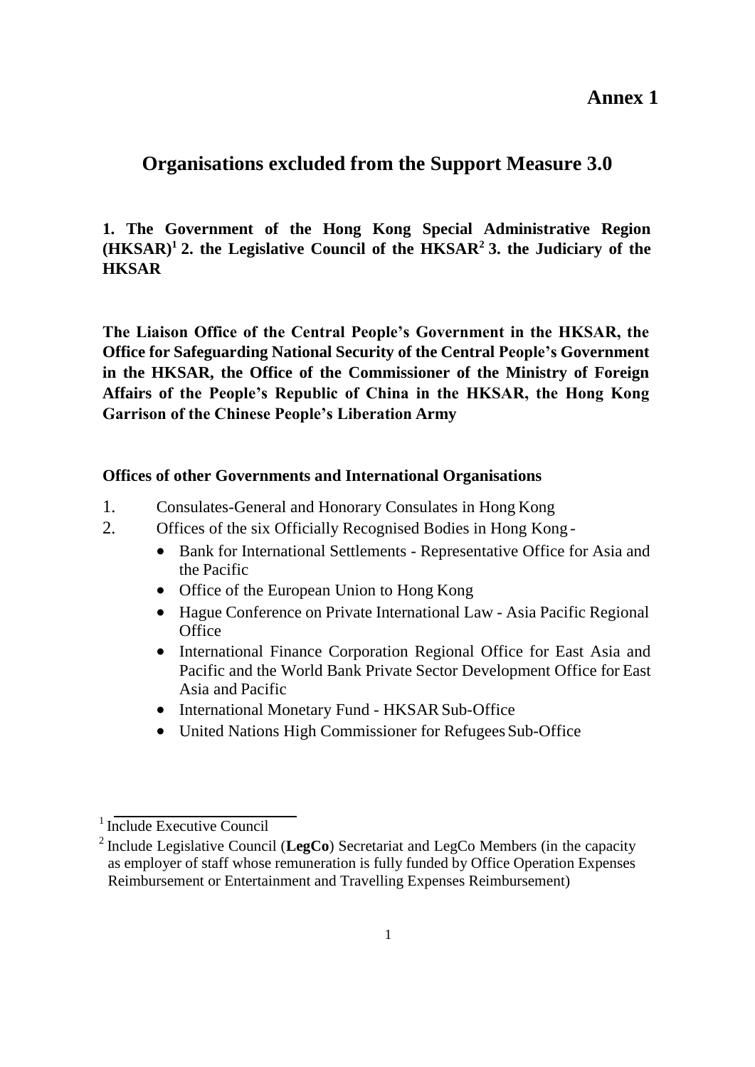# Annex 1

## Organisations excluded from the Support Measure 3.0

**1. The Government of the Hong Kong Special Administrative Region (HKSAR)[1] 2. the Legislative Council of the HKSAR[2] 3. the Judiciary of the HKSAR**

**The Liaison Office of the Central People's Government in the HKSAR, the Office for Safeguarding National Security of the Central People's Government in the HKSAR, the Office of the Commissioner of the Ministry of Foreign Affairs of the People's Republic of China in the HKSAR, the Hong Kong Garrison of the Chinese People's Liberation Army**

**Offices of other Governments and International Organisations**

1. Consulates-General and Honorary Consulates in Hong Kong
2. Offices of the six Officially Recognised Bodies in Hong Kong -
   - Bank for International Settlements - Representative Office for Asia and the Pacific
   - Office of the European Union to Hong Kong
   - Hague Conference on Private International Law - Asia Pacific Regional Office
   - International Finance Corporation Regional Office for East Asia and Pacific and the World Bank Private Sector Development Office for East Asia and Pacific
   - International Monetary Fund - HKSAR Sub-Office
   - United Nations High Commissioner for Refugees Sub-Office

---

[1] Include Executive Council

[2] Include Legislative Council (**LegCo**) Secretariat and LegCo Members (in the capacity as employer of staff whose remuneration is fully funded by Office Operation Expenses Reimbursement or Entertainment and Travelling Expenses Reimbursement)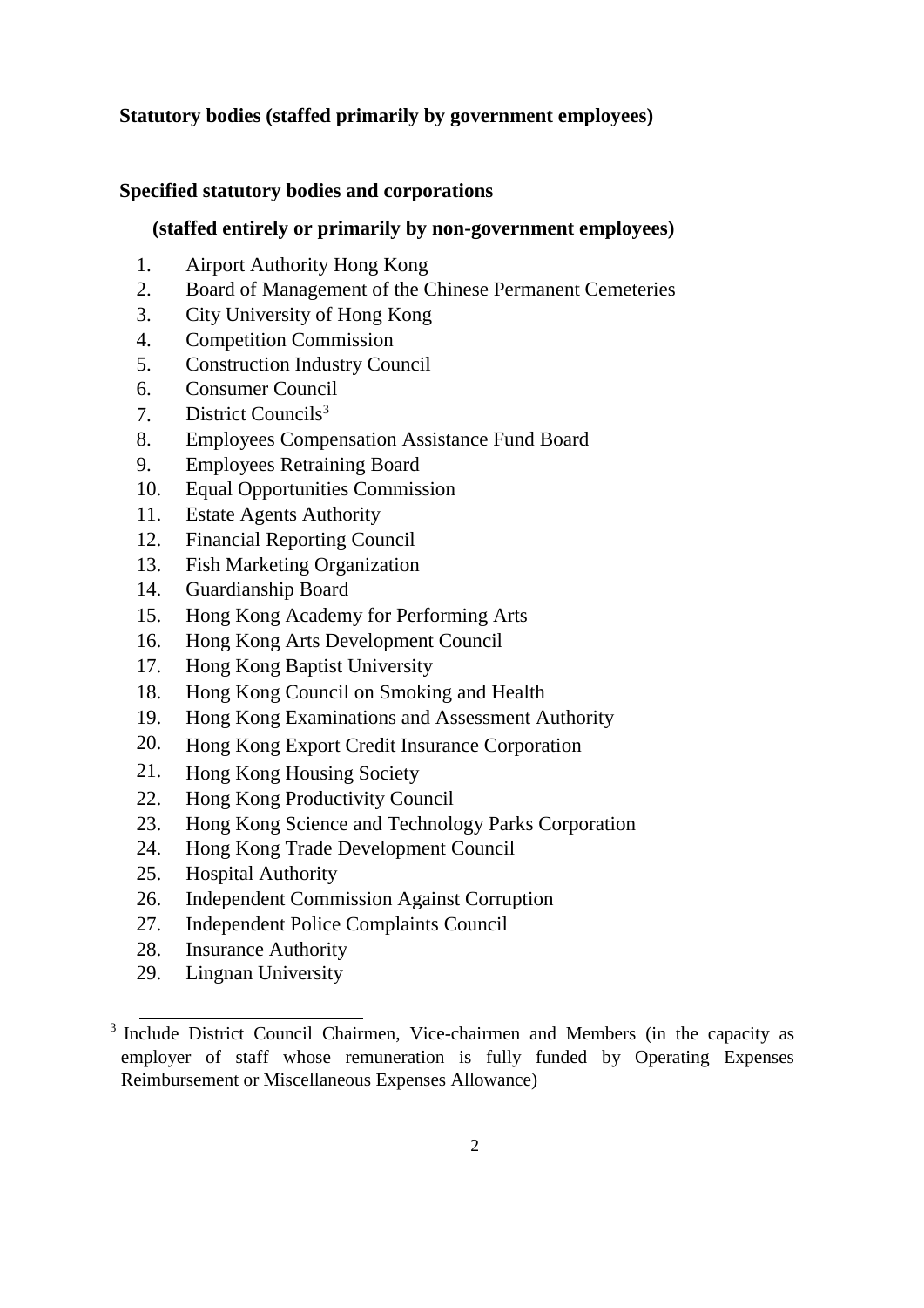**Statutory bodies (staffed primarily by government employees)**

**Specified statutory bodies and corporations**

**(staffed entirely or primarily by non-government employees)**

1. Airport Authority Hong Kong
2. Board of Management of the Chinese Permanent Cemeteries
3. City University of Hong Kong
4. Competition Commission
5. Construction Industry Council
6. Consumer Council
7. District Councils[3]
8. Employees Compensation Assistance Fund Board
9. Employees Retraining Board
10. Equal Opportunities Commission
11. Estate Agents Authority
12. Financial Reporting Council
13. Fish Marketing Organization
14. Guardianship Board
15. Hong Kong Academy for Performing Arts
16. Hong Kong Arts Development Council
17. Hong Kong Baptist University
18. Hong Kong Council on Smoking and Health
19. Hong Kong Examinations and Assessment Authority
20. Hong Kong Export Credit Insurance Corporation
21. Hong Kong Housing Society
22. Hong Kong Productivity Council
23. Hong Kong Science and Technology Parks Corporation
24. Hong Kong Trade Development Council
25. Hospital Authority
26. Independent Commission Against Corruption
27. Independent Police Complaints Council
28. Insurance Authority
29. Lingnan University

---

[3] Include District Council Chairmen, Vice-chairmen and Members (in the capacity as employer of staff whose remuneration is fully funded by Operating Expenses Reimbursement or Miscellaneous Expenses Allowance)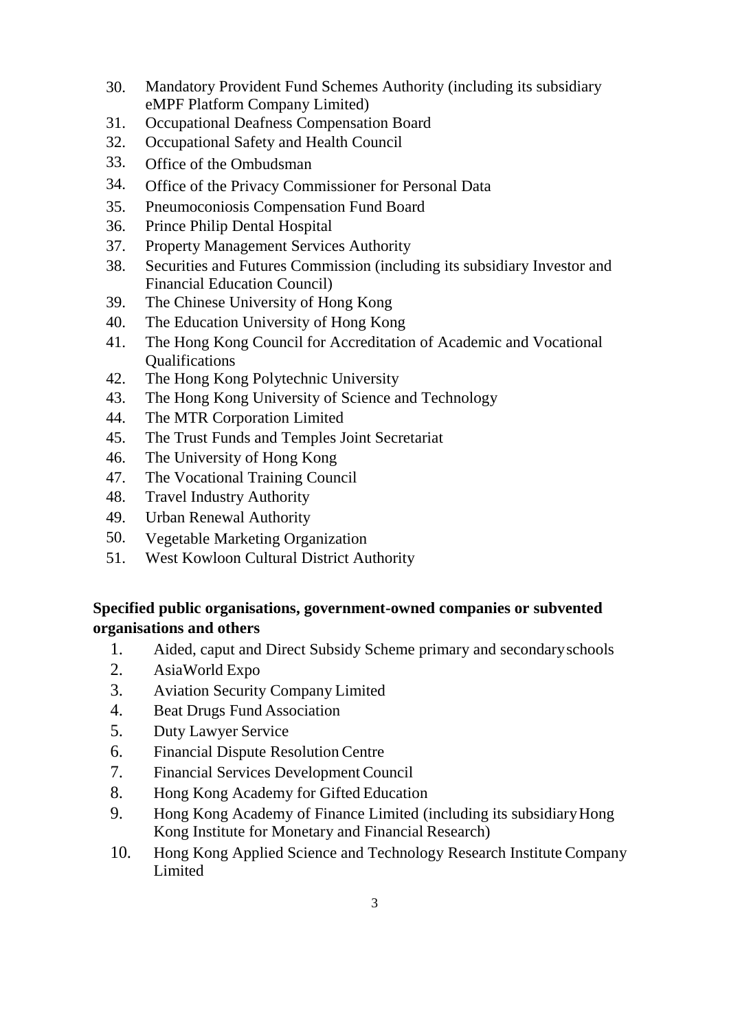30. Mandatory Provident Fund Schemes Authority (including its subsidiary eMPF Platform Company Limited)
31. Occupational Deafness Compensation Board
32. Occupational Safety and Health Council
33. Office of the Ombudsman
34. Office of the Privacy Commissioner for Personal Data
35. Pneumoconiosis Compensation Fund Board
36. Prince Philip Dental Hospital
37. Property Management Services Authority
38. Securities and Futures Commission (including its subsidiary Investor and Financial Education Council)
39. The Chinese University of Hong Kong
40. The Education University of Hong Kong
41. The Hong Kong Council for Accreditation of Academic and Vocational Qualifications
42. The Hong Kong Polytechnic University
43. The Hong Kong University of Science and Technology
44. The MTR Corporation Limited
45. The Trust Funds and Temples Joint Secretariat
46. The University of Hong Kong
47. The Vocational Training Council
48. Travel Industry Authority
49. Urban Renewal Authority
50. Vegetable Marketing Organization
51. West Kowloon Cultural District Authority

**Specified public organisations, government-owned companies or subvented organisations and others**

1. Aided, caput and Direct Subsidy Scheme primary and secondary schools
2. AsiaWorld Expo
3. Aviation Security Company Limited
4. Beat Drugs Fund Association
5. Duty Lawyer Service
6. Financial Dispute Resolution Centre
7. Financial Services Development Council
8. Hong Kong Academy for Gifted Education
9. Hong Kong Academy of Finance Limited (including its subsidiary Hong Kong Institute for Monetary and Financial Research)
10. Hong Kong Applied Science and Technology Research Institute Company Limited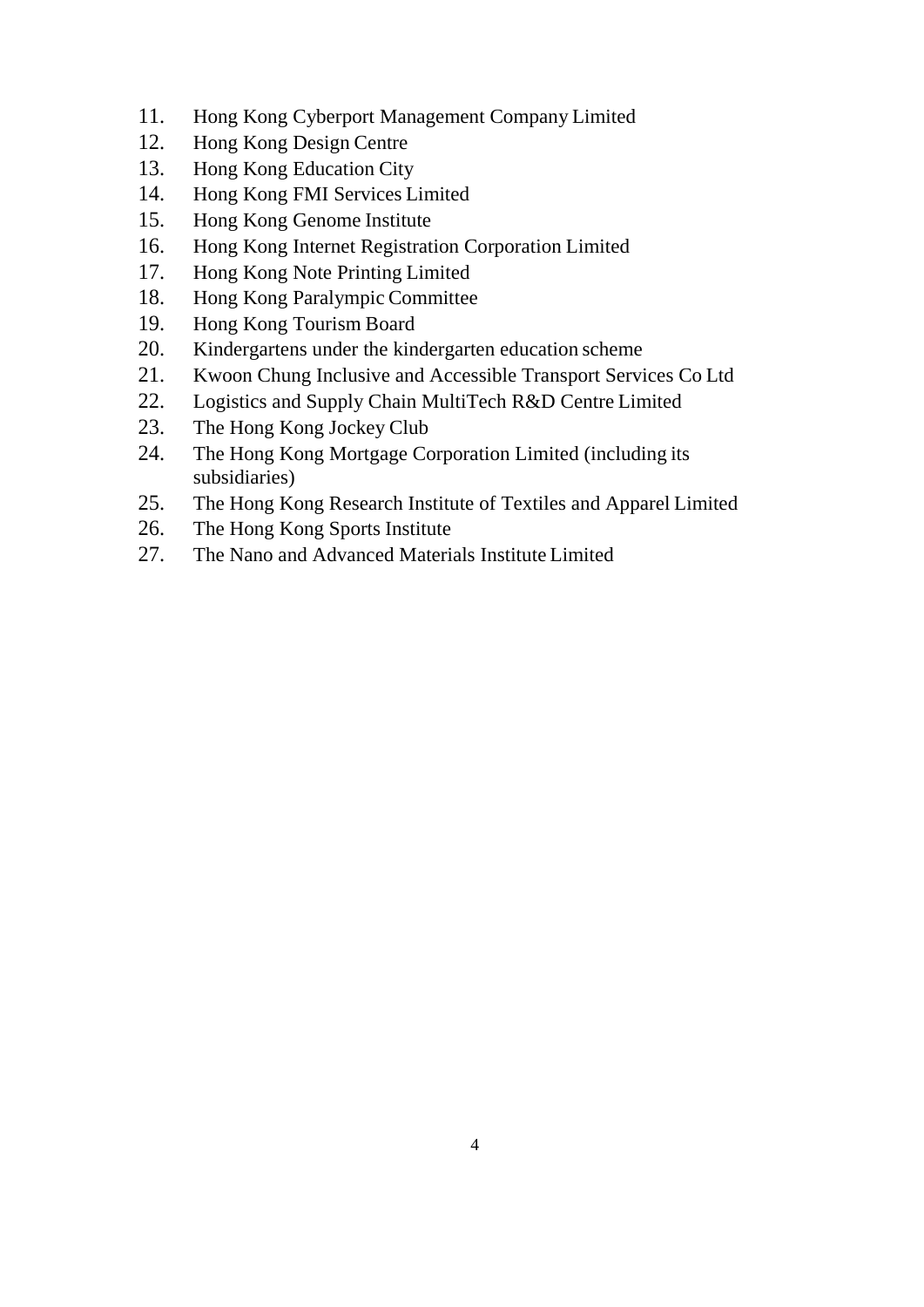11. Hong Kong Cyberport Management Company Limited
12. Hong Kong Design Centre
13. Hong Kong Education City
14. Hong Kong FMI Services Limited
15. Hong Kong Genome Institute
16. Hong Kong Internet Registration Corporation Limited
17. Hong Kong Note Printing Limited
18. Hong Kong Paralympic Committee
19. Hong Kong Tourism Board
20. Kindergartens under the kindergarten education scheme
21. Kwoon Chung Inclusive and Accessible Transport Services Co Ltd
22. Logistics and Supply Chain MultiTech R&D Centre Limited
23. The Hong Kong Jockey Club
24. The Hong Kong Mortgage Corporation Limited (including its subsidiaries)
25. The Hong Kong Research Institute of Textiles and Apparel Limited
26. The Hong Kong Sports Institute
27. The Nano and Advanced Materials Institute Limited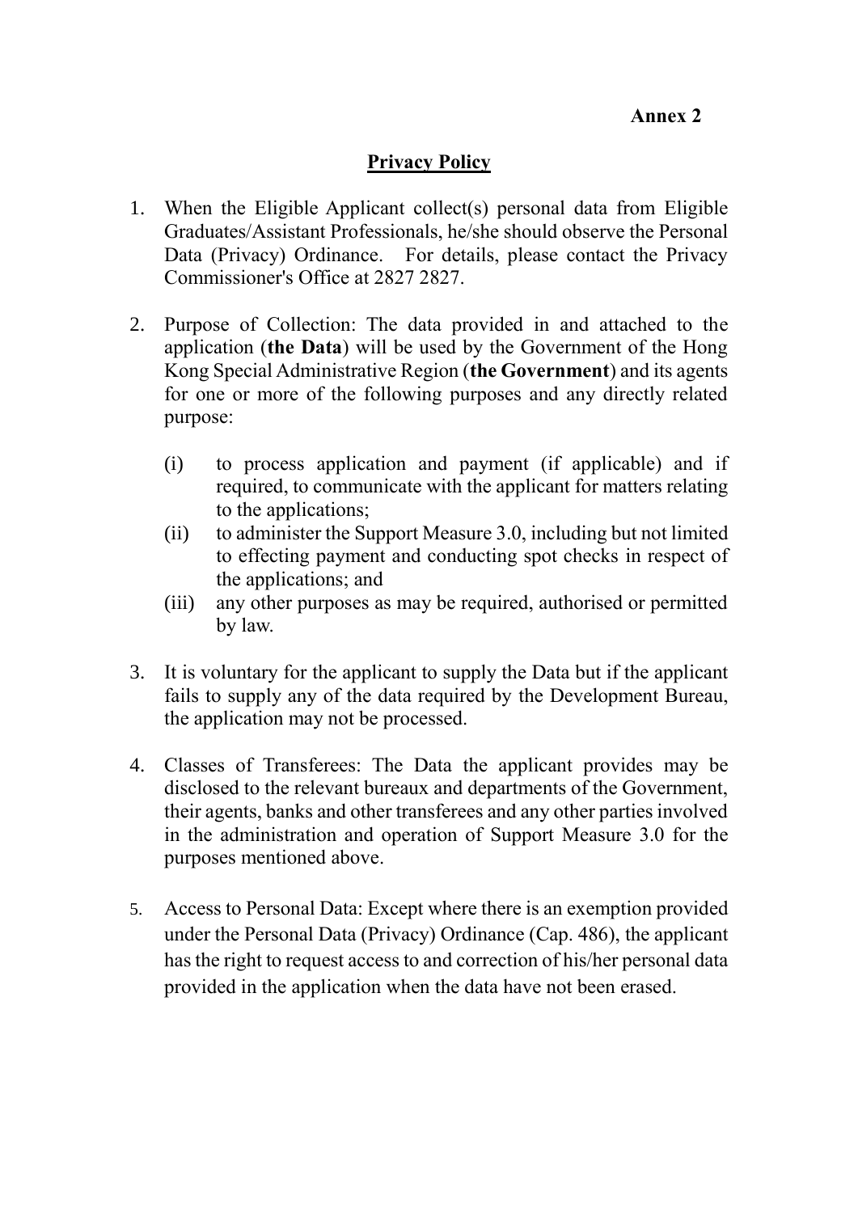**Annex 2**

# Privacy Policy

1. When the Eligible Applicant collect(s) personal data from Eligible Graduates/Assistant Professionals, he/she should observe the Personal Data (Privacy) Ordinance. For details, please contact the Privacy Commissioner's Office at 2827 2827.

2. Purpose of Collection: The data provided in and attached to the application (**the Data**) will be used by the Government of the Hong Kong Special Administrative Region (**the Government**) and its agents for one or more of the following purposes and any directly related purpose:

   (i) to process application and payment (if applicable) and if required, to communicate with the applicant for matters relating to the applications;

   (ii) to administer the Support Measure 3.0, including but not limited to effecting payment and conducting spot checks in respect of the applications; and

   (iii) any other purposes as may be required, authorised or permitted by law.

3. It is voluntary for the applicant to supply the Data but if the applicant fails to supply any of the data required by the Development Bureau, the application may not be processed.

4. Classes of Transferees: The Data the applicant provides may be disclosed to the relevant bureaux and departments of the Government, their agents, banks and other transferees and any other parties involved in the administration and operation of Support Measure 3.0 for the purposes mentioned above.

5. Access to Personal Data: Except where there is an exemption provided under the Personal Data (Privacy) Ordinance (Cap. 486), the applicant has the right to request access to and correction of his/her personal data provided in the application when the data have not been erased.